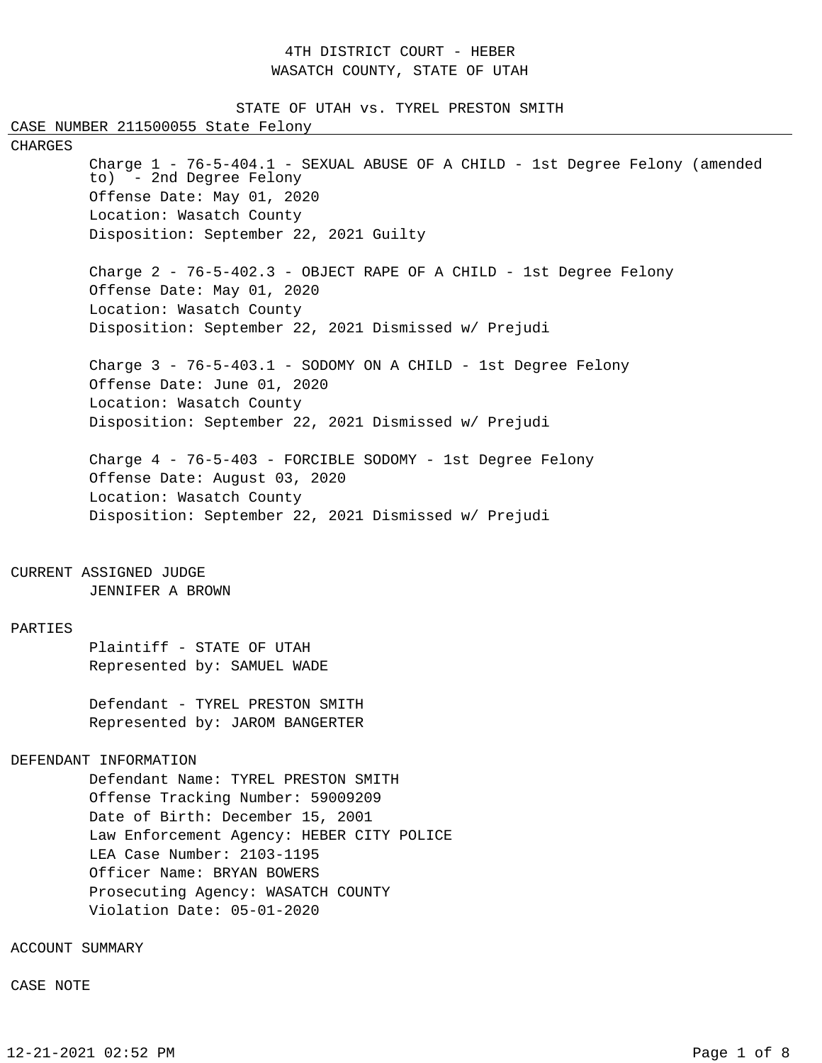# 4TH DISTRICT COURT - HEBER
# WASATCH COUNTY, STATE OF UTAH

## STATE OF UTAH vs. TYREL PRESTON SMITH

CASE NUMBER 211500055 State Felony

### CHARGES

Charge 1 - 76-5-404.1 - SEXUAL ABUSE OF A CHILD - 1st Degree Felony (amended to) - 2nd Degree Felony
Offense Date: May 01, 2020
Location: Wasatch County
Disposition: September 22, 2021 Guilty

Charge 2 - 76-5-402.3 - OBJECT RAPE OF A CHILD - 1st Degree Felony
Offense Date: May 01, 2020
Location: Wasatch County
Disposition: September 22, 2021 Dismissed w/ Prejudi

Charge 3 - 76-5-403.1 - SODOMY ON A CHILD - 1st Degree Felony
Offense Date: June 01, 2020
Location: Wasatch County
Disposition: September 22, 2021 Dismissed w/ Prejudi

Charge 4 - 76-5-403 - FORCIBLE SODOMY - 1st Degree Felony
Offense Date: August 03, 2020
Location: Wasatch County
Disposition: September 22, 2021 Dismissed w/ Prejudi

### CURRENT ASSIGNED JUDGE

JENNIFER A BROWN

### PARTIES

Plaintiff - STATE OF UTAH
Represented by: SAMUEL WADE

Defendant - TYREL PRESTON SMITH
Represented by: JAROM BANGERTER

### DEFENDANT INFORMATION

Defendant Name: TYREL PRESTON SMITH
Offense Tracking Number: 59009209
Date of Birth: December 15, 2001
Law Enforcement Agency: HEBER CITY POLICE
LEA Case Number: 2103-1195
Officer Name: BRYAN BOWERS
Prosecuting Agency: WASATCH COUNTY
Violation Date: 05-01-2020

### ACCOUNT SUMMARY

### CASE NOTE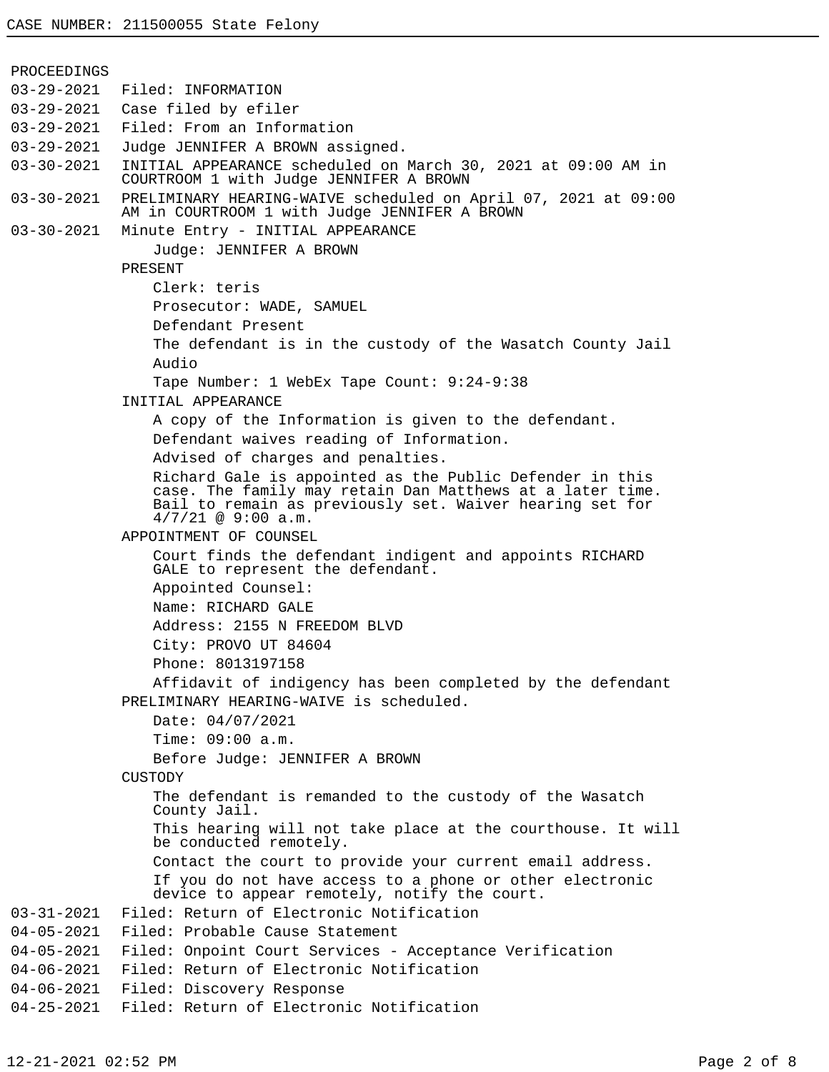CASE NUMBER: 211500055 State Felony

PROCEEDINGS

03-29-2021 Filed: INFORMATION

03-29-2021 Case filed by efiler

03-29-2021 Filed: From an Information

03-29-2021 Judge JENNIFER A BROWN assigned.

03-30-2021 INITIAL APPEARANCE scheduled on March 30, 2021 at 09:00 AM in COURTROOM 1 with Judge JENNIFER A BROWN

03-30-2021 PRELIMINARY HEARING-WAIVE scheduled on April 07, 2021 at 09:00 AM in COURTROOM 1 with Judge JENNIFER A BROWN

03-30-2021 Minute Entry - INITIAL APPEARANCE

Judge: JENNIFER A BROWN

PRESENT

Clerk: teris
Prosecutor: WADE, SAMUEL
Defendant Present
The defendant is in the custody of the Wasatch County Jail
Audio
Tape Number: 1 WebEx Tape Count: 9:24-9:38

INITIAL APPEARANCE

A copy of the Information is given to the defendant.
Defendant waives reading of Information.
Advised of charges and penalties.
Richard Gale is appointed as the Public Defender in this case. The family may retain Dan Matthews at a later time. Bail to remain as previously set. Waiver hearing set for 4/7/21 @ 9:00 a.m.

APPOINTMENT OF COUNSEL

Court finds the defendant indigent and appoints RICHARD GALE to represent the defendant.
Appointed Counsel:
Name: RICHARD GALE
Address: 2155 N FREEDOM BLVD
City: PROVO UT 84604
Phone: 8013197158
Affidavit of indigency has been completed by the defendant

PRELIMINARY HEARING-WAIVE is scheduled.

Date: 04/07/2021
Time: 09:00 a.m.
Before Judge: JENNIFER A BROWN

CUSTODY

The defendant is remanded to the custody of the Wasatch County Jail.
This hearing will not take place at the courthouse. It will be conducted remotely.
Contact the court to provide your current email address.
If you do not have access to a phone or other electronic device to appear remotely, notify the court.

03-31-2021 Filed: Return of Electronic Notification

04-05-2021 Filed: Probable Cause Statement

04-05-2021 Filed: Onpoint Court Services - Acceptance Verification

04-06-2021 Filed: Return of Electronic Notification

04-06-2021 Filed: Discovery Response

04-25-2021 Filed: Return of Electronic Notification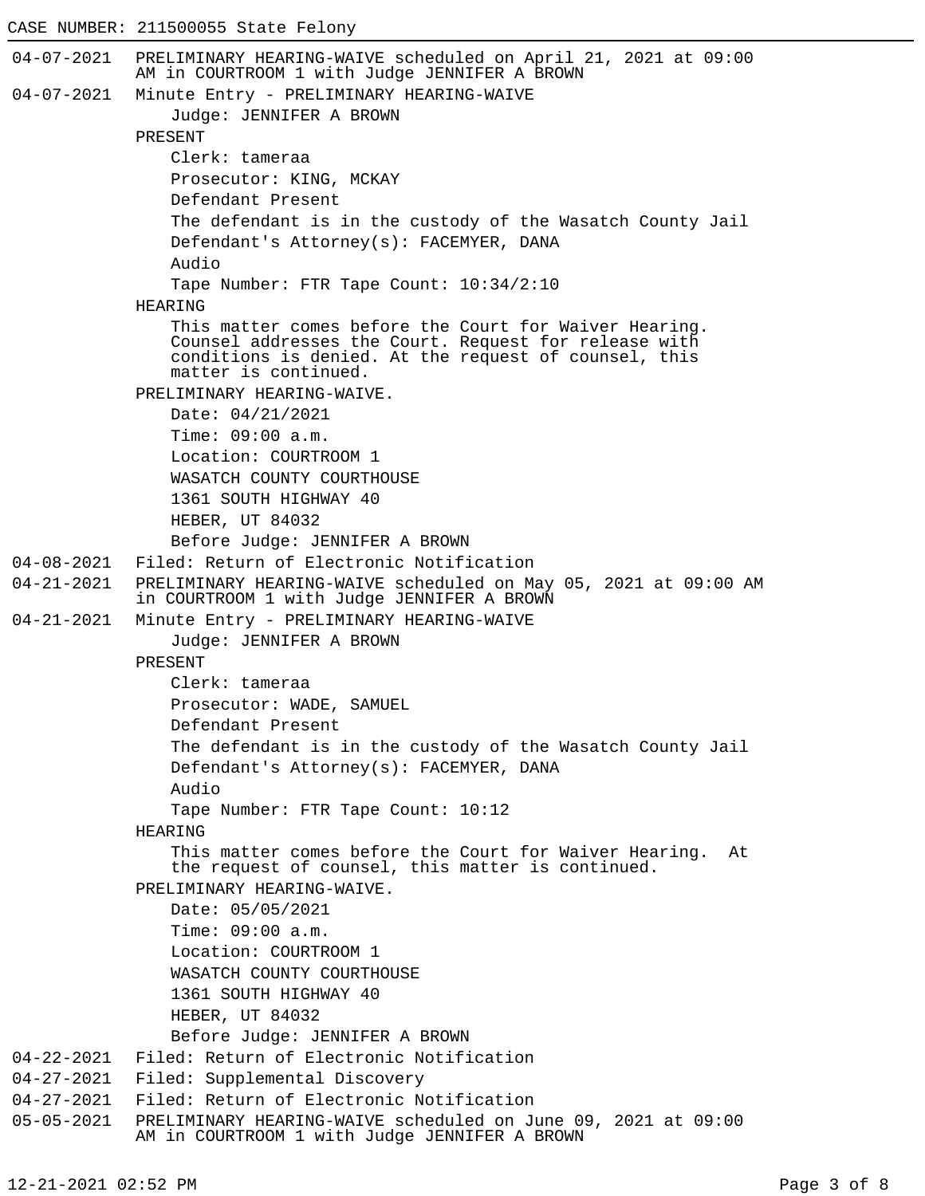CASE NUMBER: 211500055 State Felony

04-07-2021 PRELIMINARY HEARING-WAIVE scheduled on April 21, 2021 at 09:00 AM in COURTROOM 1 with Judge JENNIFER A BROWN

04-07-2021 Minute Entry - PRELIMINARY HEARING-WAIVE

Judge: JENNIFER A BROWN

PRESENT

Clerk: tameraa
Prosecutor: KING, MCKAY
Defendant Present
The defendant is in the custody of the Wasatch County Jail
Defendant's Attorney(s): FACEMYER, DANA
Audio
Tape Number: FTR Tape Count: 10:34/2:10

HEARING

This matter comes before the Court for Waiver Hearing. Counsel addresses the Court. Request for release with conditions is denied. At the request of counsel, this matter is continued.

PRELIMINARY HEARING-WAIVE.

Date: 04/21/2021
Time: 09:00 a.m.
Location: COURTROOM 1
WASATCH COUNTY COURTHOUSE
1361 SOUTH HIGHWAY 40
HEBER, UT 84032
Before Judge: JENNIFER A BROWN

04-08-2021 Filed: Return of Electronic Notification

04-21-2021 PRELIMINARY HEARING-WAIVE scheduled on May 05, 2021 at 09:00 AM in COURTROOM 1 with Judge JENNIFER A BROWN

04-21-2021 Minute Entry - PRELIMINARY HEARING-WAIVE

Judge: JENNIFER A BROWN

PRESENT

Clerk: tameraa
Prosecutor: WADE, SAMUEL
Defendant Present
The defendant is in the custody of the Wasatch County Jail
Defendant's Attorney(s): FACEMYER, DANA
Audio
Tape Number: FTR Tape Count: 10:12

HEARING

This matter comes before the Court for Waiver Hearing. At the request of counsel, this matter is continued.

PRELIMINARY HEARING-WAIVE.

Date: 05/05/2021
Time: 09:00 a.m.
Location: COURTROOM 1
WASATCH COUNTY COURTHOUSE
1361 SOUTH HIGHWAY 40
HEBER, UT 84032
Before Judge: JENNIFER A BROWN

04-22-2021 Filed: Return of Electronic Notification

04-27-2021 Filed: Supplemental Discovery

04-27-2021 Filed: Return of Electronic Notification

05-05-2021 PRELIMINARY HEARING-WAIVE scheduled on June 09, 2021 at 09:00 AM in COURTROOM 1 with Judge JENNIFER A BROWN

12-21-2021 02:52 PM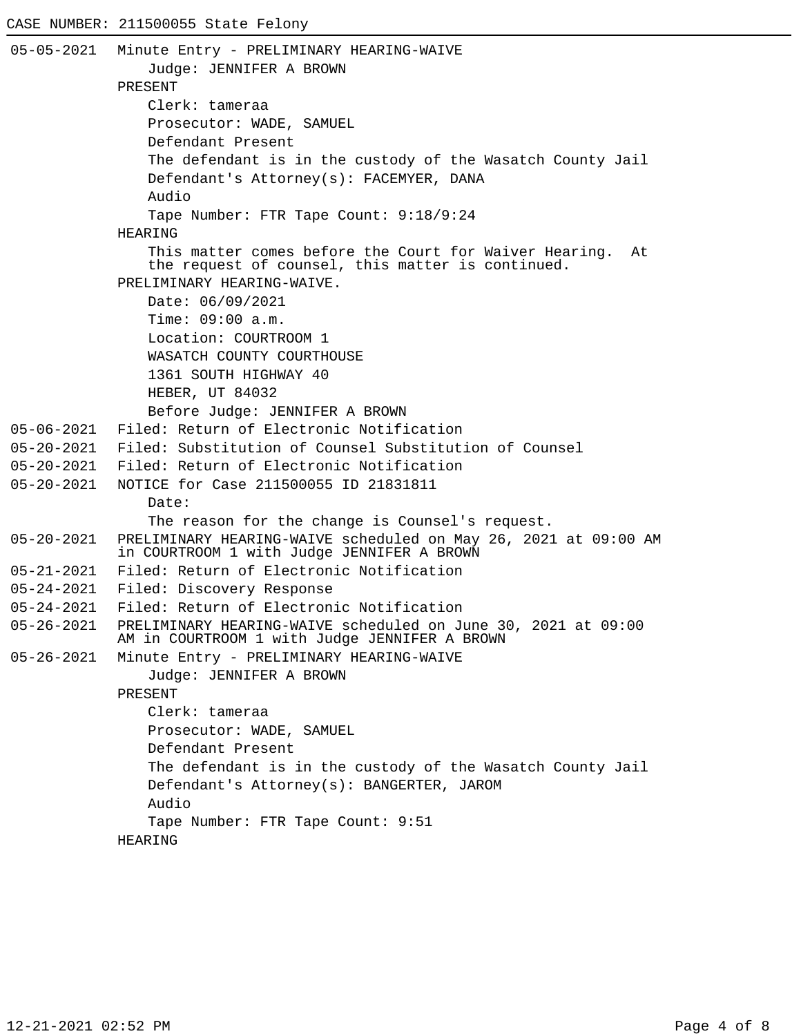CASE NUMBER: 211500055 State Felony

05-05-2021 Minute Entry - PRELIMINARY HEARING-WAIVE
    Judge: JENNIFER A BROWN
  PRESENT
    Clerk: tameraa
    Prosecutor: WADE, SAMUEL
    Defendant Present
    The defendant is in the custody of the Wasatch County Jail
    Defendant's Attorney(s): FACEMYER, DANA
    Audio
    Tape Number: FTR Tape Count: 9:18/9:24
  HEARING
    This matter comes before the Court for Waiver Hearing. At the request of counsel, this matter is continued.
  PRELIMINARY HEARING-WAIVE.
    Date: 06/09/2021
    Time: 09:00 a.m.
    Location: COURTROOM 1
    WASATCH COUNTY COURTHOUSE
    1361 SOUTH HIGHWAY 40
    HEBER, UT 84032
    Before Judge: JENNIFER A BROWN

05-06-2021 Filed: Return of Electronic Notification

05-20-2021 Filed: Substitution of Counsel Substitution of Counsel

05-20-2021 Filed: Return of Electronic Notification

05-20-2021 NOTICE for Case 211500055 ID 21831811
    Date:
    The reason for the change is Counsel's request.

05-20-2021 PRELIMINARY HEARING-WAIVE scheduled on May 26, 2021 at 09:00 AM in COURTROOM 1 with Judge JENNIFER A BROWN

05-21-2021 Filed: Return of Electronic Notification

05-24-2021 Filed: Discovery Response

05-24-2021 Filed: Return of Electronic Notification

05-26-2021 PRELIMINARY HEARING-WAIVE scheduled on June 30, 2021 at 09:00 AM in COURTROOM 1 with Judge JENNIFER A BROWN

05-26-2021 Minute Entry - PRELIMINARY HEARING-WAIVE
    Judge: JENNIFER A BROWN
  PRESENT
    Clerk: tameraa
    Prosecutor: WADE, SAMUEL
    Defendant Present
    The defendant is in the custody of the Wasatch County Jail
    Defendant's Attorney(s): BANGERTER, JAROM
    Audio
    Tape Number: FTR Tape Count: 9:51
  HEARING

12-21-2021 02:52 PM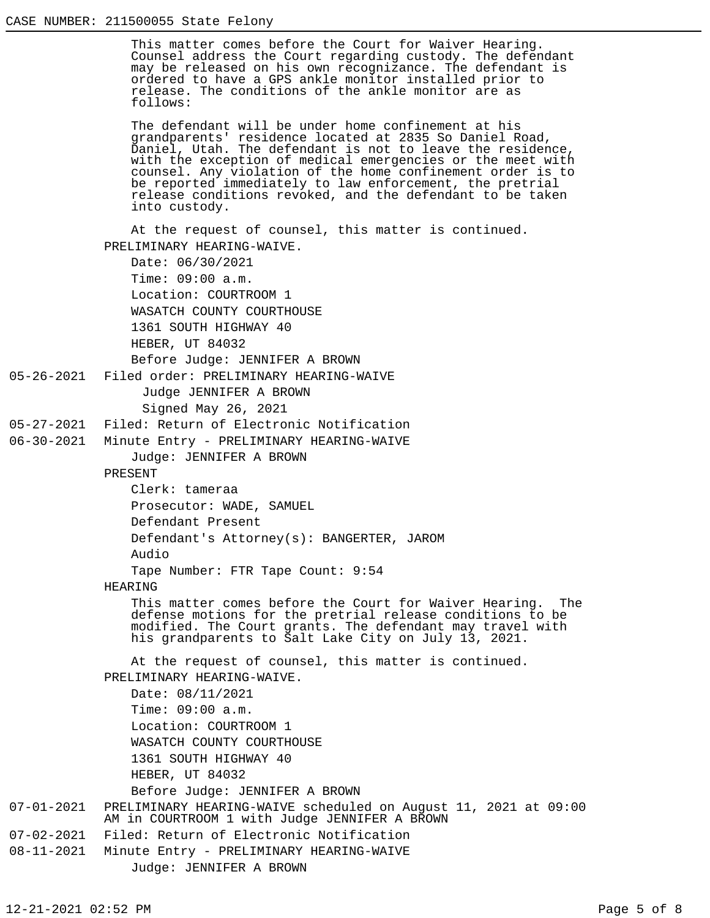This matter comes before the Court for Waiver Hearing. Counsel address the Court regarding custody. The defendant may be released on his own recognizance. The defendant is ordered to have a GPS ankle monitor installed prior to release. The conditions of the ankle monitor are as follows:

The defendant will be under home confinement at his grandparents' residence located at 2835 So Daniel Road, Daniel, Utah. The defendant is not to leave the residence, with the exception of medical emergencies or the meet with counsel. Any violation of the home confinement order is to be reported immediately to law enforcement, the pretrial release conditions revoked, and the defendant to be taken into custody.

At the request of counsel, this matter is continued.

PRELIMINARY HEARING-WAIVE.

Date: 06/30/2021
Time: 09:00 a.m.
Location: COURTROOM 1
WASATCH COUNTY COURTHOUSE
1361 SOUTH HIGHWAY 40
HEBER, UT 84032
Before Judge: JENNIFER A BROWN

05-26-2021 Filed order: PRELIMINARY HEARING-WAIVE
Judge JENNIFER A BROWN
Signed May 26, 2021

05-27-2021 Filed: Return of Electronic Notification

06-30-2021 Minute Entry - PRELIMINARY HEARING-WAIVE
Judge: JENNIFER A BROWN

PRESENT

Clerk: tameraa
Prosecutor: WADE, SAMUEL
Defendant Present
Defendant's Attorney(s): BANGERTER, JAROM
Audio
Tape Number: FTR Tape Count: 9:54

HEARING

This matter comes before the Court for Waiver Hearing. The defense motions for the pretrial release conditions to be modified. The Court grants. The defendant may travel with his grandparents to Salt Lake City on July 13, 2021.

At the request of counsel, this matter is continued.

PRELIMINARY HEARING-WAIVE.

Date: 08/11/2021
Time: 09:00 a.m.
Location: COURTROOM 1
WASATCH COUNTY COURTHOUSE
1361 SOUTH HIGHWAY 40
HEBER, UT 84032
Before Judge: JENNIFER A BROWN

07-01-2021 PRELIMINARY HEARING-WAIVE scheduled on August 11, 2021 at 09:00 AM in COURTROOM 1 with Judge JENNIFER A BROWN

07-02-2021 Filed: Return of Electronic Notification

08-11-2021 Minute Entry - PRELIMINARY HEARING-WAIVE
Judge: JENNIFER A BROWN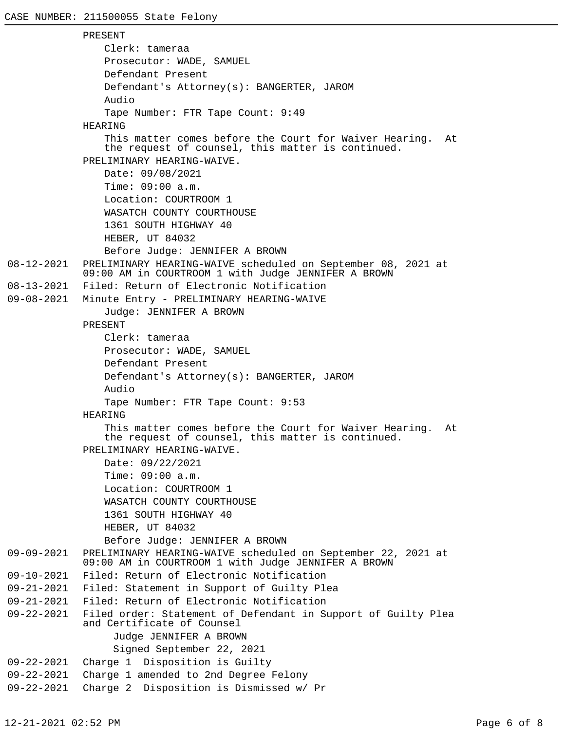CASE NUMBER: 211500055 State Felony

PRESENT
- Clerk: tameraa
- Prosecutor: WADE, SAMUEL
- Defendant Present
- Defendant's Attorney(s): BANGERTER, JAROM
- Audio
- Tape Number: FTR Tape Count: 9:49

HEARING
- This matter comes before the Court for Waiver Hearing. At the request of counsel, this matter is continued.

PRELIMINARY HEARING-WAIVE.
- Date: 09/08/2021
- Time: 09:00 a.m.
- Location: COURTROOM 1
- WASATCH COUNTY COURTHOUSE
- 1361 SOUTH HIGHWAY 40
- HEBER, UT 84032
- Before Judge: JENNIFER A BROWN

08-12-2021 PRELIMINARY HEARING-WAIVE scheduled on September 08, 2021 at 09:00 AM in COURTROOM 1 with Judge JENNIFER A BROWN

08-13-2021 Filed: Return of Electronic Notification

09-08-2021 Minute Entry - PRELIMINARY HEARING-WAIVE
- Judge: JENNIFER A BROWN

PRESENT
- Clerk: tameraa
- Prosecutor: WADE, SAMUEL
- Defendant Present
- Defendant's Attorney(s): BANGERTER, JAROM
- Audio
- Tape Number: FTR Tape Count: 9:53

HEARING
- This matter comes before the Court for Waiver Hearing. At the request of counsel, this matter is continued.

PRELIMINARY HEARING-WAIVE.
- Date: 09/22/2021
- Time: 09:00 a.m.
- Location: COURTROOM 1
- WASATCH COUNTY COURTHOUSE
- 1361 SOUTH HIGHWAY 40
- HEBER, UT 84032
- Before Judge: JENNIFER A BROWN

09-09-2021 PRELIMINARY HEARING-WAIVE scheduled on September 22, 2021 at 09:00 AM in COURTROOM 1 with Judge JENNIFER A BROWN

09-10-2021 Filed: Return of Electronic Notification

09-21-2021 Filed: Statement in Support of Guilty Plea

09-21-2021 Filed: Return of Electronic Notification

09-22-2021 Filed order: Statement of Defendant in Support of Guilty Plea and Certificate of Counsel
- Judge JENNIFER A BROWN
- Signed September 22, 2021

09-22-2021 Charge 1 Disposition is Guilty

09-22-2021 Charge 1 amended to 2nd Degree Felony

09-22-2021 Charge 2 Disposition is Dismissed w/ Pr

12-21-2021 02:52 PM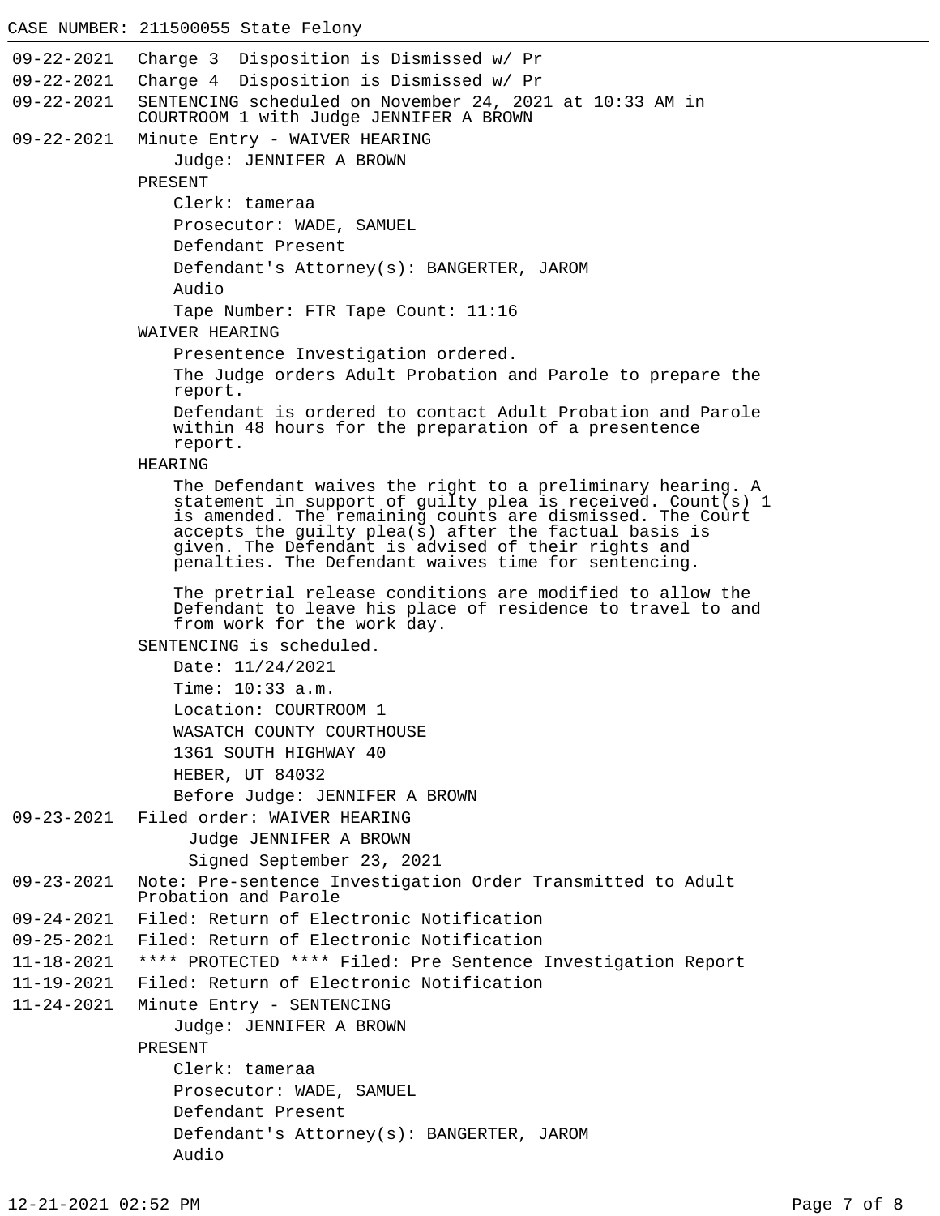CASE NUMBER: 211500055 State Felony

09-22-2021 Charge 3 Disposition is Dismissed w/ Pr

09-22-2021 Charge 4 Disposition is Dismissed w/ Pr

09-22-2021 SENTENCING scheduled on November 24, 2021 at 10:33 AM in COURTROOM 1 with Judge JENNIFER A BROWN

09-22-2021 Minute Entry - WAIVER HEARING

Judge: JENNIFER A BROWN

PRESENT

Clerk: tameraa

Prosecutor: WADE, SAMUEL

Defendant Present

Defendant's Attorney(s): BANGERTER, JAROM

Audio

Tape Number: FTR Tape Count: 11:16

WAIVER HEARING

Presentence Investigation ordered.

The Judge orders Adult Probation and Parole to prepare the report.

Defendant is ordered to contact Adult Probation and Parole within 48 hours for the preparation of a presentence report.

HEARING

The Defendant waives the right to a preliminary hearing. A statement in support of guilty plea is received. Count(s) 1 is amended. The remaining counts are dismissed. The Court accepts the guilty plea(s) after the factual basis is given. The Defendant is advised of their rights and penalties. The Defendant waives time for sentencing.

The pretrial release conditions are modified to allow the Defendant to leave his place of residence to travel to and from work for the work day.

SENTENCING is scheduled.

Date: 11/24/2021

Time: 10:33 a.m.

Location: COURTROOM 1

WASATCH COUNTY COURTHOUSE

1361 SOUTH HIGHWAY 40

HEBER, UT 84032

Before Judge: JENNIFER A BROWN

09-23-2021 Filed order: WAIVER HEARING

Judge JENNIFER A BROWN

Signed September 23, 2021

09-23-2021 Note: Pre-sentence Investigation Order Transmitted to Adult Probation and Parole

09-24-2021 Filed: Return of Electronic Notification

09-25-2021 Filed: Return of Electronic Notification

11-18-2021 **** PROTECTED **** Filed: Pre Sentence Investigation Report

11-19-2021 Filed: Return of Electronic Notification

11-24-2021 Minute Entry - SENTENCING

Judge: JENNIFER A BROWN

PRESENT

Clerk: tameraa

Prosecutor: WADE, SAMUEL

Defendant Present

Defendant's Attorney(s): BANGERTER, JAROM

Audio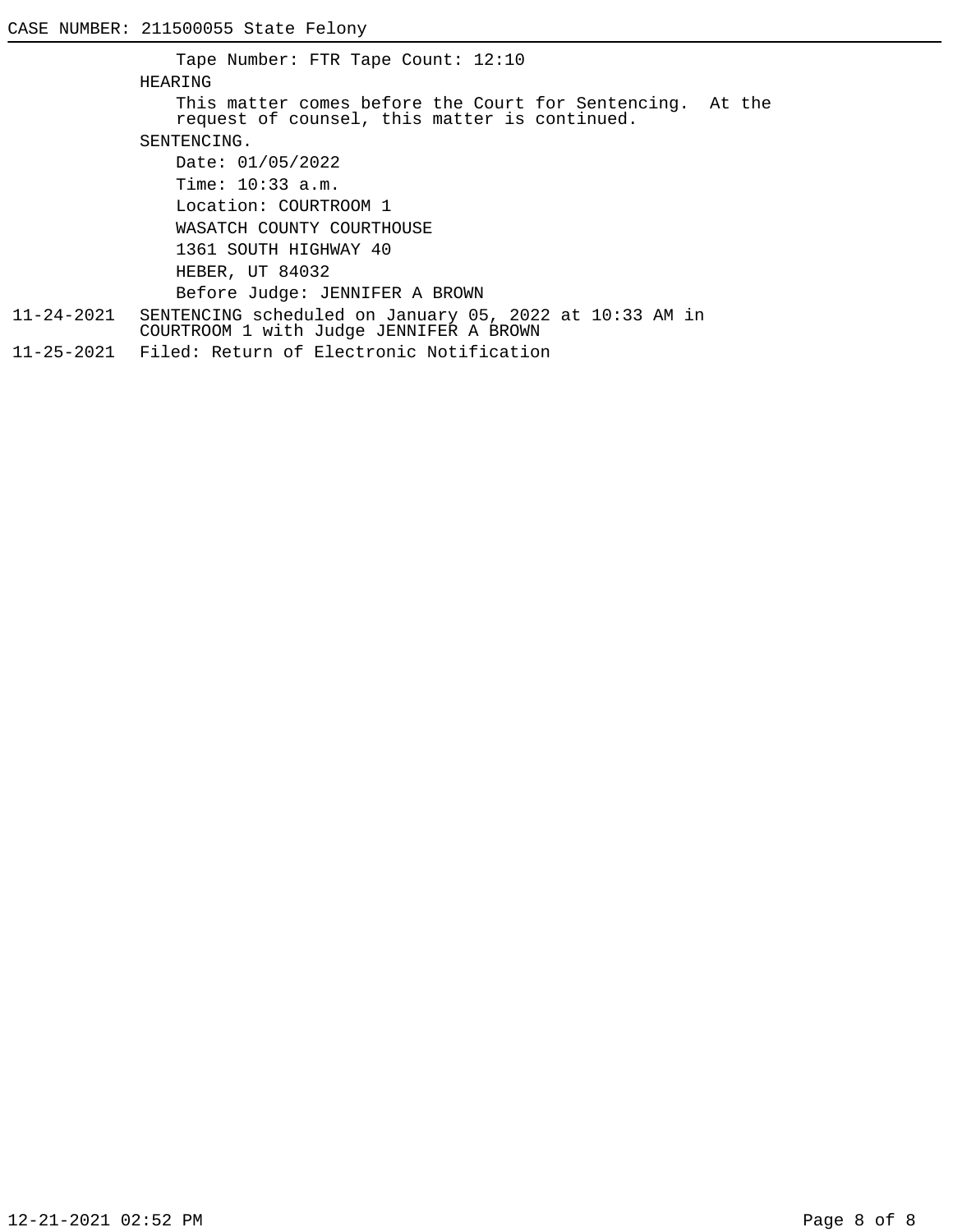Tape Number: FTR Tape Count: 12:10

HEARING

This matter comes before the Court for Sentencing. At the request of counsel, this matter is continued.

SENTENCING.

Date: 01/05/2022

Time: 10:33 a.m.

Location: COURTROOM 1

WASATCH COUNTY COURTHOUSE

1361 SOUTH HIGHWAY 40

HEBER, UT 84032

Before Judge: JENNIFER A BROWN

11-24-2021 SENTENCING scheduled on January 05, 2022 at 10:33 AM in COURTROOM 1 with Judge JENNIFER A BROWN

11-25-2021 Filed: Return of Electronic Notification